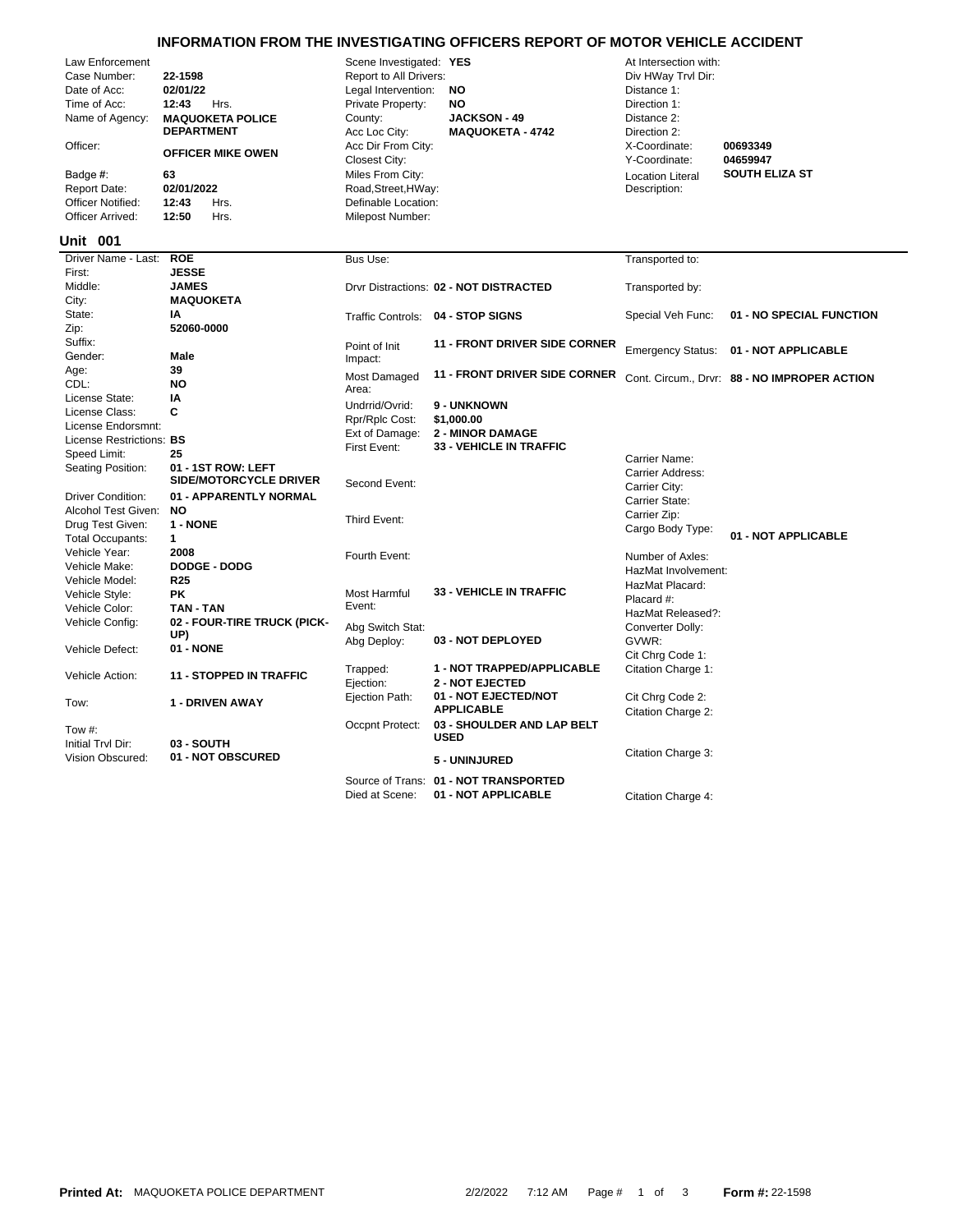# INFORMATION FROM THE INVESTIGATING OFFICERS REPORT OF MOTOR VEHICLE ACCIDENT

| Law Enforcement | | Scene Investigated: | YES | At Intersection with: | |
|---|---|---|---|---|---|
| Case Number: | 22-1598 | Report to All Drivers: | | Div HWay Trvl Dir: | |
| Date of Acc: | 02/01/22 | Legal Intervention: | NO | Distance 1: | |
| Time of Acc: | 12:43 Hrs. | Private Property: | NO | Direction 1: | |
| Name of Agency: | MAQUOKETA POLICE DEPARTMENT | County: | JACKSON - 49 | Distance 2: | |
| | | Acc Loc City: | MAQUOKETA - 4742 | Direction 2: | |
| Officer: | OFFICER MIKE OWEN | Acc Dir From City: | | X-Coordinate: | 00693349 |
| | | Closest City: | | Y-Coordinate: | 04659947 |
| Badge #: | 63 | Miles From City: | | Location Literal Description: | SOUTH ELIZA ST |
| Report Date: | 02/01/2022 | Road,Street,HWay: | | | |
| Officer Notified: | 12:43 Hrs. | Definable Location: | | | |
| Officer Arrived: | 12:50 Hrs. | Milepost Number: | | | |

## Unit 001

| | | | | | |
|---|---|---|---|---|---|
| Driver Name - Last: | ROE | Bus Use: | | Transported to: | |
| First: | JESSE | | | | |
| Middle: | JAMES | Drvr Distractions: | 02 - NOT DISTRACTED | Transported by: | |
| City: | MAQUOKETA | | | | |
| State: | IA | Traffic Controls: | 04 - STOP SIGNS | Special Veh Func: | 01 - NO SPECIAL FUNCTION |
| Zip: | 52060-0000 | | | | |
| Suffix: | | Point of Init Impact: | 11 - FRONT DRIVER SIDE CORNER | Emergency Status: | 01 - NOT APPLICABLE |
| Gender: | Male | | | | |
| Age: | 39 | Most Damaged Area: | 11 - FRONT DRIVER SIDE CORNER | Cont. Circum., Drvr: | 88 - NO IMPROPER ACTION |
| CDL: | NO | | | | |
| License State: | IA | Undrrid/Ovrid: | 9 - UNKNOWN | | |
| License Class: | C | Rpr/Rplc Cost: | $1,000.00 | | |
| License Endorsmnt: | | Ext of Damage: | 2 - MINOR DAMAGE | | |
| License Restrictions: | BS | First Event: | 33 - VEHICLE IN TRAFFIC | | |
| Speed Limit: | 25 | | | Carrier Name: | |
| Seating Position: | 01 - 1ST ROW: LEFT SIDE/MOTORCYCLE DRIVER | Second Event: | | Carrier Address: | |
| | | | | Carrier City: | |
| Driver Condition: | 01 - APPARENTLY NORMAL | | | Carrier State: | |
| Alcohol Test Given: | NO | Third Event: | | Carrier Zip: | |
| Drug Test Given: | 1 - NONE | | | Cargo Body Type: | 01 - NOT APPLICABLE |
| Total Occupants: | 1 | | | | |
| Vehicle Year: | 2008 | Fourth Event: | | Number of Axles: | |
| Vehicle Make: | DODGE - DODG | | | HazMat Involvement: | |
| Vehicle Model: | R25 | | | HazMat Placard: | |
| Vehicle Style: | PK | Most Harmful Event: | 33 - VEHICLE IN TRAFFIC | Placard #: | |
| Vehicle Color: | TAN - TAN | | | HazMat Released?: | |
| Vehicle Config: | 02 - FOUR-TIRE TRUCK (PICK-UP) | Abg Switch Stat: | | Converter Dolly: | |
| | | Abg Deploy: | 03 - NOT DEPLOYED | GVWR: | |
| Vehicle Defect: | 01 - NONE | | | Cit Chrg Code 1: | |
| Vehicle Action: | 11 - STOPPED IN TRAFFIC | Trapped: | 1 - NOT TRAPPED/APPLICABLE | Citation Charge 1: | |
| | | Ejection: | 2 - NOT EJECTED | | |
| Tow: | 1 - DRIVEN AWAY | Ejection Path: | 01 - NOT EJECTED/NOT APPLICABLE | Cit Chrg Code 2: | |
| | | | | Citation Charge 2: | |
| Tow #: | | Occpnt Protect: | 03 - SHOULDER AND LAP BELT USED | | |
| Initial Trvl Dir: | 03 - SOUTH | | | | |
| Vision Obscured: | 01 - NOT OBSCURED | | 5 - UNINJURED | Citation Charge 3: | |
| | | Source of Trans: | 01 - NOT TRANSPORTED | | |
| | | Died at Scene: | 01 - NOT APPLICABLE | Citation Charge 4: | |

**Printed At:** MAQUOKETA POLICE DEPARTMENT 2/2/2022 7:12 AM **Form #:** 22-1598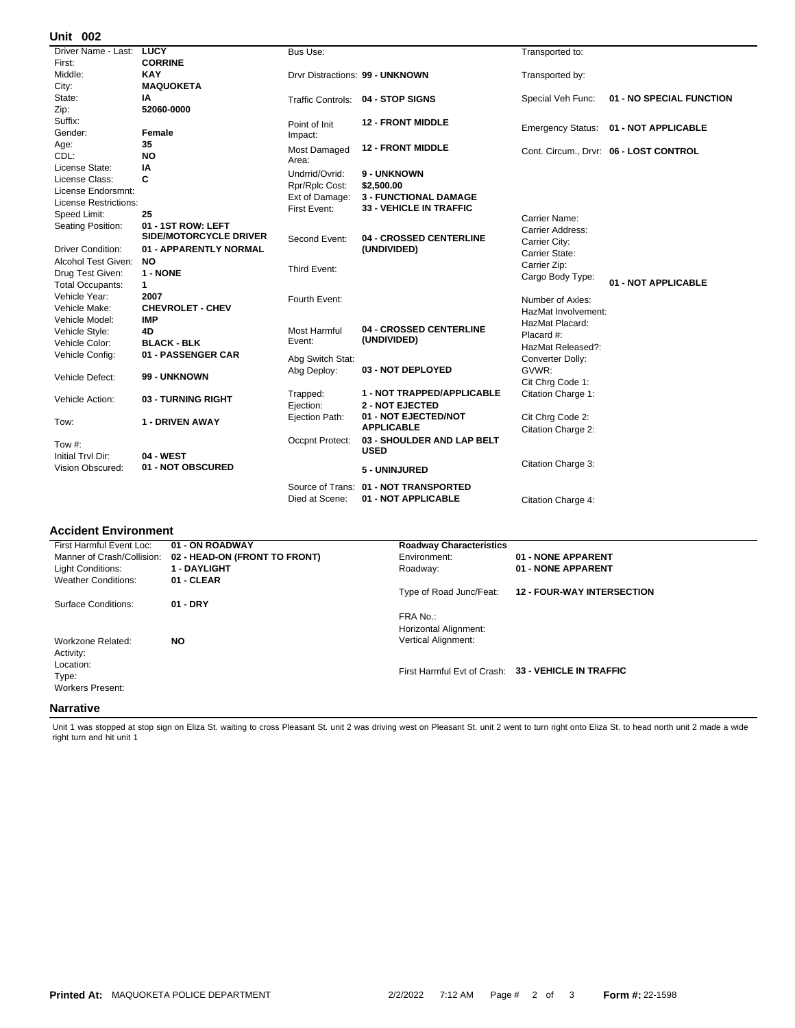## Unit 002

| Field | Value |
|---|---|
| Driver Name - Last: | LUCY |
| First: | CORRINE |
| Middle: | KAY |
| City: | MAQUOKETA |
| State: | IA |
| Zip: | 52060-0000 |
| Suffix: | |
| Gender: | Female |
| Age: | 35 |
| CDL: | NO |
| License State: | IA |
| License Class: | C |
| License Endorsmnt: | |
| License Restrictions: | |
| Speed Limit: | 25 |
| Seating Position: | 01 - 1ST ROW: LEFT SIDE/MOTORCYCLE DRIVER |
| Driver Condition: | 01 - APPARENTLY NORMAL |
| Alcohol Test Given: | NO |
| Drug Test Given: | 1 - NONE |
| Total Occupants: | 1 |
| Vehicle Year: | 2007 |
| Vehicle Make: | CHEVROLET - CHEV |
| Vehicle Model: | IMP |
| Vehicle Style: | 4D |
| Vehicle Color: | BLACK - BLK |
| Vehicle Config: | 01 - PASSENGER CAR |
| Vehicle Defect: | 99 - UNKNOWN |
| Vehicle Action: | 03 - TURNING RIGHT |
| Tow: | 1 - DRIVEN AWAY |
| Tow #: | |
| Initial Trvl Dir: | 04 - WEST |
| Vision Obscured: | 01 - NOT OBSCURED |

| Field | Value |
|---|---|
| Bus Use: | |
| Drvr Distractions: | 99 - UNKNOWN |
| Traffic Controls: | 04 - STOP SIGNS |
| Point of Init Impact: | 12 - FRONT MIDDLE |
| Most Damaged Area: | 12 - FRONT MIDDLE |
| Undrrid/Ovrid: | 9 - UNKNOWN |
| Rpr/Rplc Cost: | $2,500.00 |
| Ext of Damage: | 3 - FUNCTIONAL DAMAGE |
| First Event: | 33 - VEHICLE IN TRAFFIC |
| Second Event: | 04 - CROSSED CENTERLINE (UNDIVIDED) |
| Third Event: | |
| Fourth Event: | |
| Most Harmful Event: | 04 - CROSSED CENTERLINE (UNDIVIDED) |
| Abg Switch Stat: | |
| Abg Deploy: | 03 - NOT DEPLOYED |
| Trapped: | 1 - NOT TRAPPED/APPLICABLE |
| Ejection: | 2 - NOT EJECTED |
| Ejection Path: | 01 - NOT EJECTED/NOT APPLICABLE |
| Occpnt Protect: | 03 - SHOULDER AND LAP BELT USED |
| | 5 - UNINJURED |
| Source of Trans: | 01 - NOT TRANSPORTED |
| Died at Scene: | 01 - NOT APPLICABLE |

| Field | Value |
|---|---|
| Transported to: | |
| Transported by: | |
| Special Veh Func: | 01 - NO SPECIAL FUNCTION |
| Emergency Status: | 01 - NOT APPLICABLE |
| Cont. Circum., Drvr: | 06 - LOST CONTROL |
| Carrier Name: | |
| Carrier Address: | |
| Carrier City: | |
| Carrier State: | |
| Carrier Zip: | |
| Cargo Body Type: | 01 - NOT APPLICABLE |
| Number of Axles: | |
| HazMat Involvement: | |
| HazMat Placard: | |
| Placard #: | |
| HazMat Released?: | |
| Converter Dolly: | |
| GVWR: | |
| Cit Chrg Code 1: | |
| Citation Charge 1: | |
| Cit Chrg Code 2: | |
| Citation Charge 2: | |
| Citation Charge 3: | |
| Citation Charge 4: | |

## Accident Environment

| Field | Value |
|---|---|
| First Harmful Event Loc: | 01 - ON ROADWAY |
| Manner of Crash/Collision: | 02 - HEAD-ON (FRONT TO FRONT) |
| Light Conditions: | 1 - DAYLIGHT |
| Weather Conditions: | 01 - CLEAR |
| Surface Conditions: | 01 - DRY |
| Workzone Related: | NO |
| Activity: | |
| Location: | |
| Type: | |
| Workers Present: | |

**Roadway Characteristics**

| Field | Value |
|---|---|
| Environment: | 01 - NONE APPARENT |
| Roadway: | 01 - NONE APPARENT |
| Type of Road Junc/Feat: | 12 - FOUR-WAY INTERSECTION |
| FRA No.: | |
| Horizontal Alignment: | |
| Vertical Alignment: | |
| First Harmful Evt of Crash: | 33 - VEHICLE IN TRAFFIC |

## Narrative

Unit 1 was stopped at stop sign on Eliza St. waiting to cross Pleasant St. unit 2 was driving west on Pleasant St. unit 2 went to turn right onto Eliza St. to head north unit 2 made a wide right turn and hit unit 1

Printed At: MAQUOKETA POLICE DEPARTMENT 2/2/2022 7:12 AM Form #: 22-1598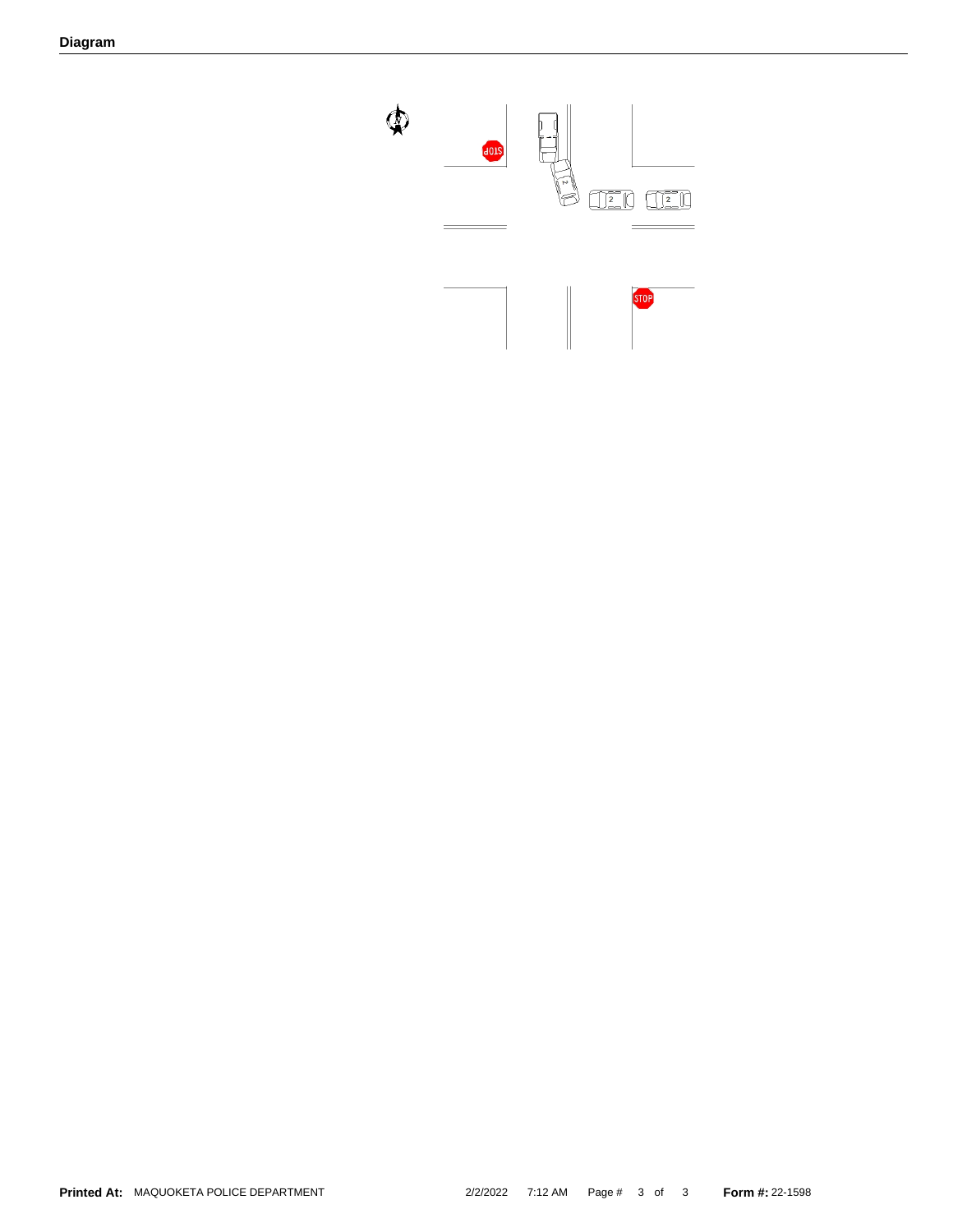## Diagram

STOP

STOP

2

2

2